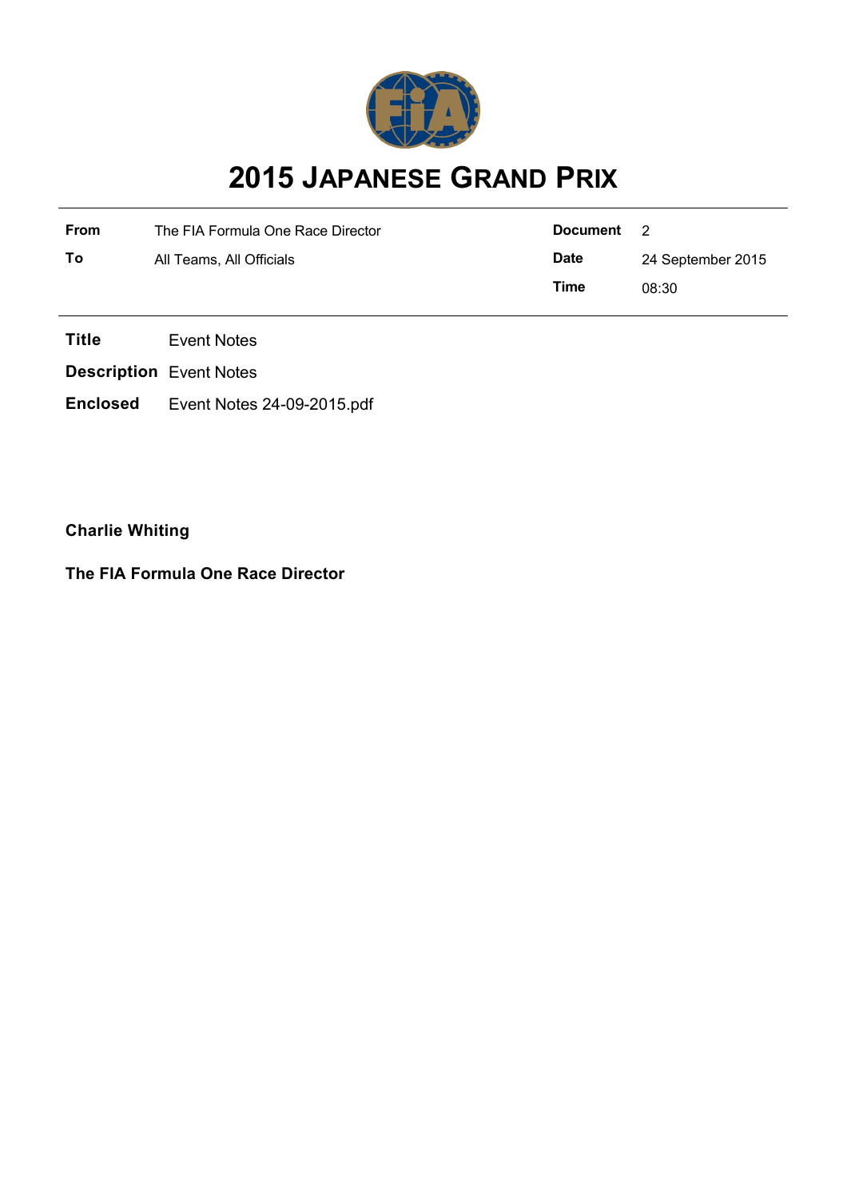# 2015 JAPANESE GRAND PRIX

| From | The FIA Formula One Race Director | Document | 2 |
|---|---|---|---|
| To | All Teams, All Officials | Date | 24 September 2015 |
| | | Time | 08:30 |

**Title** Event Notes

**Description** Event Notes

**Enclosed** Event Notes 24-09-2015.pdf

**Charlie Whiting**

**The FIA Formula One Race Director**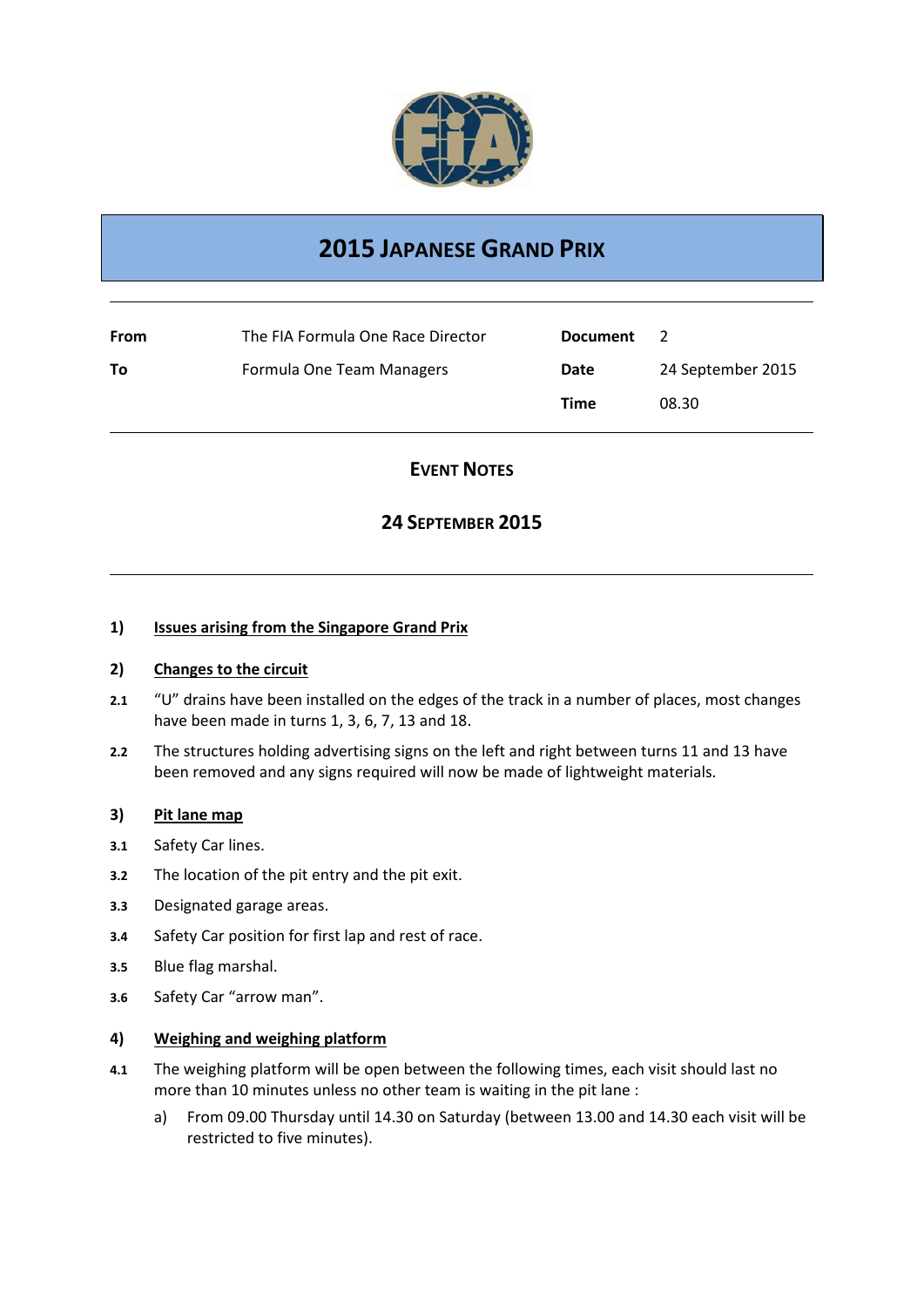# 2015 JAPANESE GRAND PRIX

| | | | |
|---|---|---|---|
| **From** | The FIA Formula One Race Director | **Document** | 2 |
| **To** | Formula One Team Managers | **Date** | 24 September 2015 |
| | | **Time** | 08.30 |

## EVENT NOTES

## 24 SEPTEMBER 2015

### 1) Issues arising from the Singapore Grand Prix

### 2) Changes to the circuit

**2.1** "U" drains have been installed on the edges of the track in a number of places, most changes have been made in turns 1, 3, 6, 7, 13 and 18.

**2.2** The structures holding advertising signs on the left and right between turns 11 and 13 have been removed and any signs required will now be made of lightweight materials.

### 3) Pit lane map

**3.1** Safety Car lines.

**3.2** The location of the pit entry and the pit exit.

**3.3** Designated garage areas.

**3.4** Safety Car position for first lap and rest of race.

**3.5** Blue flag marshal.

**3.6** Safety Car "arrow man".

### 4) Weighing and weighing platform

**4.1** The weighing platform will be open between the following times, each visit should last no more than 10 minutes unless no other team is waiting in the pit lane :

a) From 09.00 Thursday until 14.30 on Saturday (between 13.00 and 14.30 each visit will be restricted to five minutes).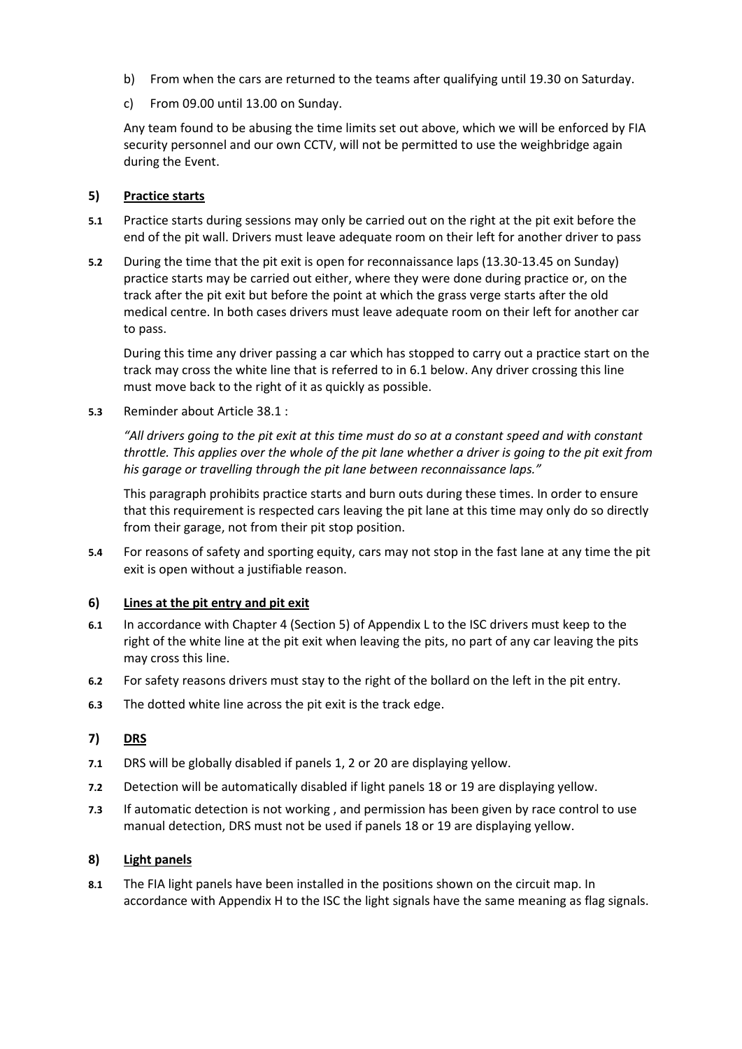b) From when the cars are returned to the teams after qualifying until 19.30 on Saturday.

c) From 09.00 until 13.00 on Sunday.

Any team found to be abusing the time limits set out above, which we will be enforced by FIA security personnel and our own CCTV, will not be permitted to use the weighbridge again during the Event.

## 5) Practice starts

**5.1** Practice starts during sessions may only be carried out on the right at the pit exit before the end of the pit wall. Drivers must leave adequate room on their left for another driver to pass

**5.2** During the time that the pit exit is open for reconnaissance laps (13.30-13.45 on Sunday) practice starts may be carried out either, where they were done during practice or, on the track after the pit exit but before the point at which the grass verge starts after the old medical centre. In both cases drivers must leave adequate room on their left for another car to pass.

During this time any driver passing a car which has stopped to carry out a practice start on the track may cross the white line that is referred to in 6.1 below. Any driver crossing this line must move back to the right of it as quickly as possible.

**5.3** Reminder about Article 38.1 :

*"All drivers going to the pit exit at this time must do so at a constant speed and with constant throttle. This applies over the whole of the pit lane whether a driver is going to the pit exit from his garage or travelling through the pit lane between reconnaissance laps."*

This paragraph prohibits practice starts and burn outs during these times. In order to ensure that this requirement is respected cars leaving the pit lane at this time may only do so directly from their garage, not from their pit stop position.

**5.4** For reasons of safety and sporting equity, cars may not stop in the fast lane at any time the pit exit is open without a justifiable reason.

## 6) Lines at the pit entry and pit exit

**6.1** In accordance with Chapter 4 (Section 5) of Appendix L to the ISC drivers must keep to the right of the white line at the pit exit when leaving the pits, no part of any car leaving the pits may cross this line.

**6.2** For safety reasons drivers must stay to the right of the bollard on the left in the pit entry.

**6.3** The dotted white line across the pit exit is the track edge.

## 7) DRS

**7.1** DRS will be globally disabled if panels 1, 2 or 20 are displaying yellow.

**7.2** Detection will be automatically disabled if light panels 18 or 19 are displaying yellow.

**7.3** If automatic detection is not working , and permission has been given by race control to use manual detection, DRS must not be used if panels 18 or 19 are displaying yellow.

## 8) Light panels

**8.1** The FIA light panels have been installed in the positions shown on the circuit map. In accordance with Appendix H to the ISC the light signals have the same meaning as flag signals.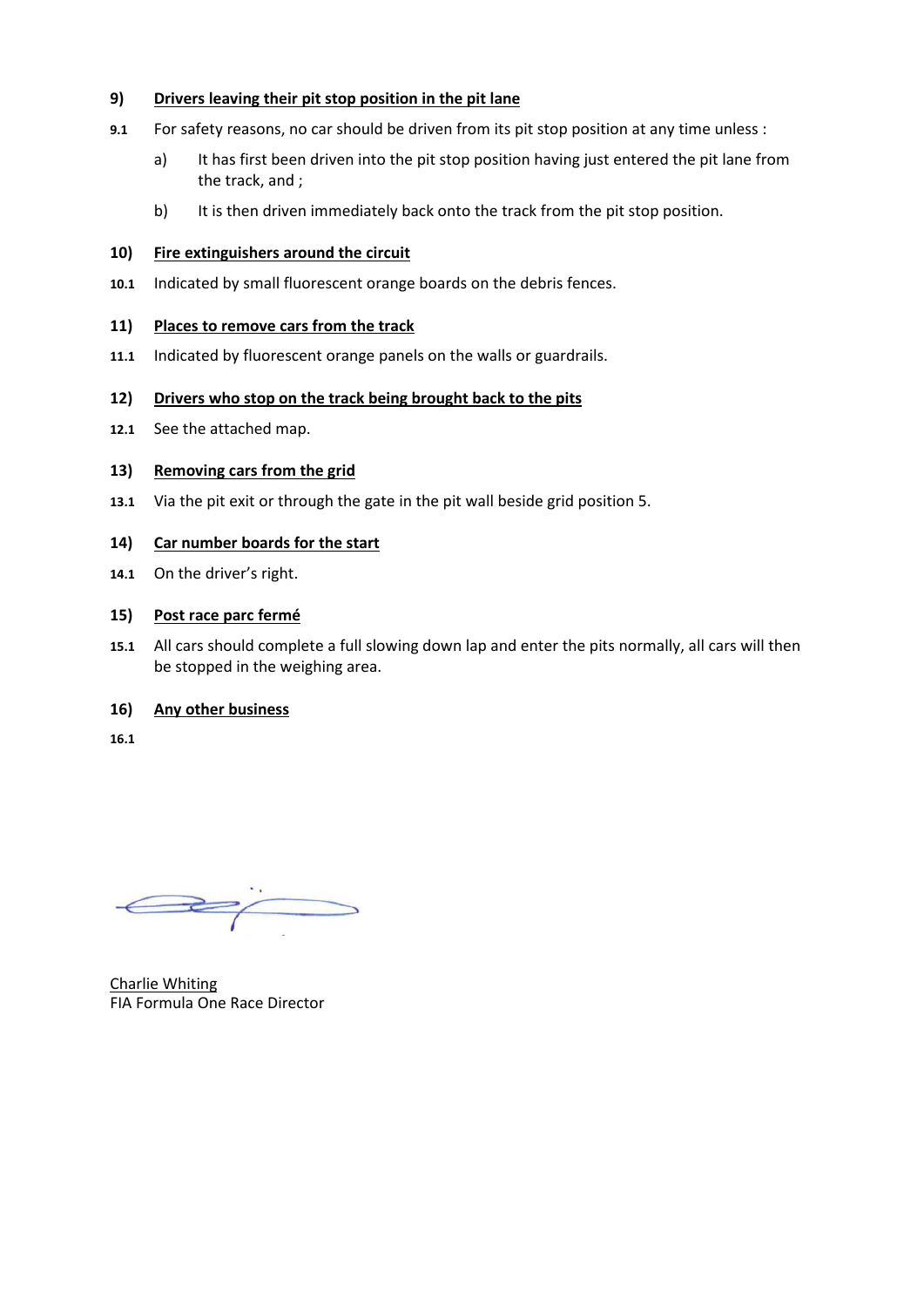**9) Drivers leaving their pit stop position in the pit lane**

**9.1** For safety reasons, no car should be driven from its pit stop position at any time unless :

a) It has first been driven into the pit stop position having just entered the pit lane from the track, and ;

b) It is then driven immediately back onto the track from the pit stop position.

**10) Fire extinguishers around the circuit**

**10.1** Indicated by small fluorescent orange boards on the debris fences.

**11) Places to remove cars from the track**

**11.1** Indicated by fluorescent orange panels on the walls or guardrails.

**12) Drivers who stop on the track being brought back to the pits**

**12.1** See the attached map.

**13) Removing cars from the grid**

**13.1** Via the pit exit or through the gate in the pit wall beside grid position 5.

**14) Car number boards for the start**

**14.1** On the driver's right.

**15) Post race parc fermé**

**15.1** All cars should complete a full slowing down lap and enter the pits normally, all cars will then be stopped in the weighing area.

**16) Any other business**

**16.1**

Charlie Whiting
FIA Formula One Race Director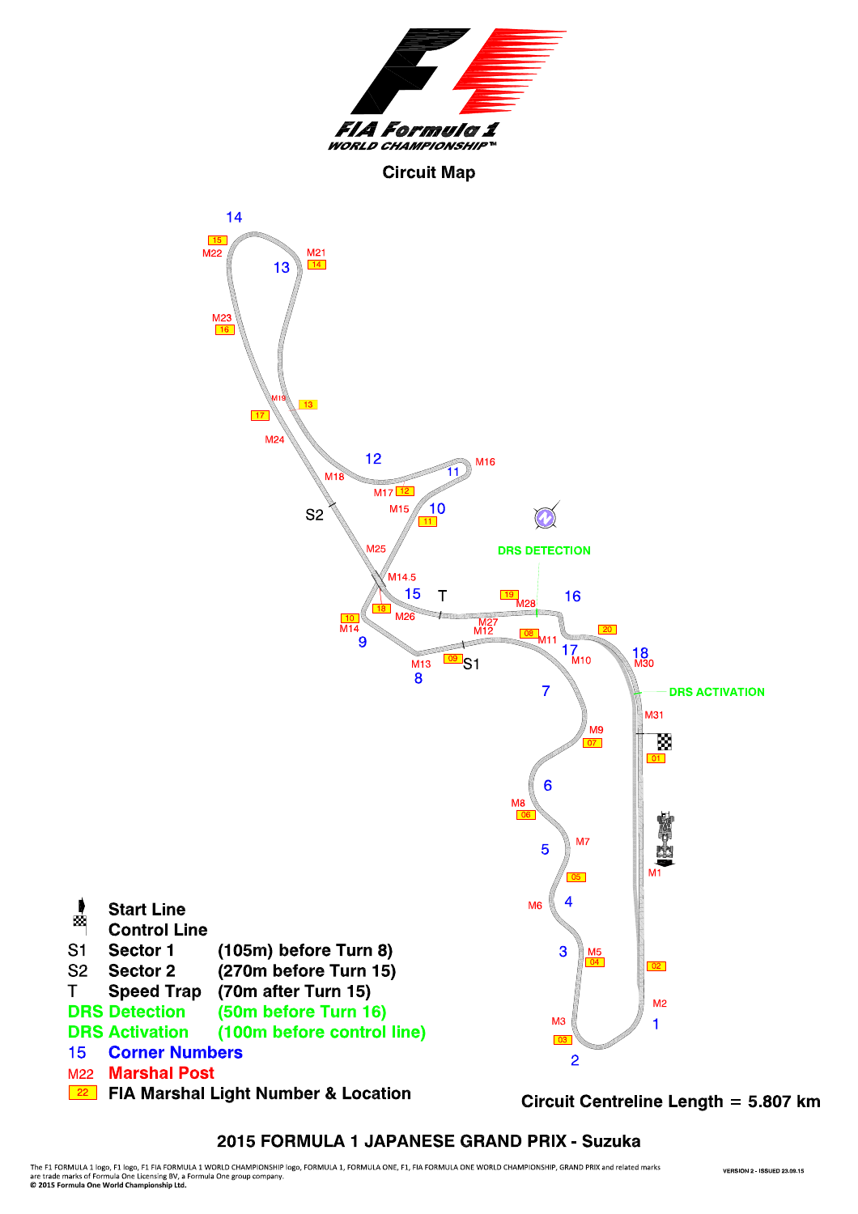# FIA Formula 1 World Championship

## Circuit Map

| | | |
|---|---|---|
| | Start Line | |
| | Control Line | |
| S1 | Sector 1 | (105m) before Turn 8) |
| S2 | Sector 2 | (270m before Turn 15) |
| T | Speed Trap | (70m after Turn 15) |
| DRS Detection | | (50m before Turn 16) |
| DRS Activation | | (100m before control line) |
| 15 | Corner Numbers | |
| M22 | Marshal Post | |
| 22 | FIA Marshal Light Number & Location | |

Circuit Centreline Length = 5.807 km

**2015 FORMULA 1 JAPANESE GRAND PRIX - Suzuka**

The F1 FORMULA 1 logo, F1 logo, F1 FIA FORMULA 1 WORLD CHAMPIONSHIP logo, FORMULA 1, FORMULA ONE, F1, FIA FORMULA ONE WORLD CHAMPIONSHIP, GRAND PRIX and related marks are trade marks of Formula One Licensing BV, a Formula One group company.
© 2015 Formula One World Championship Ltd.

VERSION 2 - ISSUED 23.09.15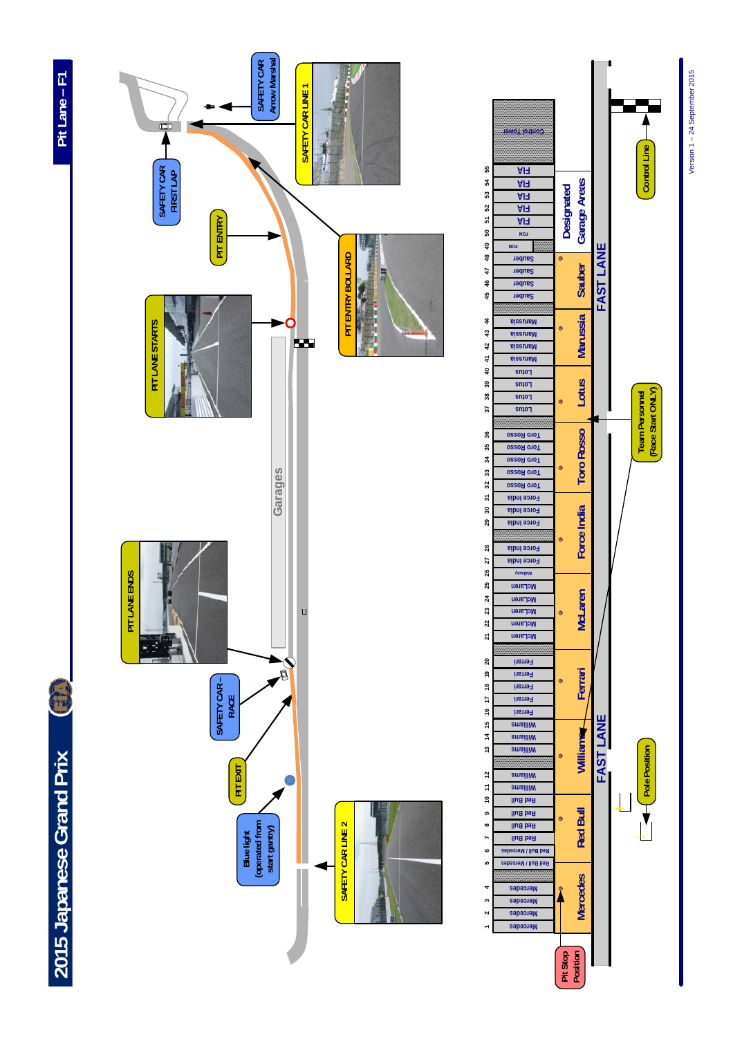# 2015 Japanese Grand Prix

## Pit Lane – F1

SAFETY CAR Arrow Marshal

SAFETY CAR LINE 1

SAFETY CAR FIRST LAP

PIT ENTRY

PIT ENTRY BOLLARD

PIT LANE STARTS

Garages

PIT LANE ENDS

SAFETY CAR – RACE

PIT EXIT

Blue light (operated from start gantry)

SAFETY CAR LINE 2

| Garage | Team |
|---|---|
| 1 | Mercedes |
| 2 | Mercedes |
| 3 | Mercedes |
| 4 | Mercedes |
| 5 | Red Bull / Mercedes |
| 6 | Red Bull / Mercedes |
| 7 | Red Bull |
| 8 | Red Bull |
| 9 | Red Bull |
| 10 | Red Bull |
| 11 | Williams |
| 12 | Williams |
| 13 | Williams |
| 14 | Williams |
| 15 | Williams |
| 16 | Ferrari |
| 17 | Ferrari |
| 18 | Ferrari |
| 19 | Ferrari |
| 20 | Ferrari |
| 21 | McLaren |
| 22 | McLaren |
| 23 | McLaren |
| 24 | McLaren |
| 25 | McLaren |
| 26 | Walkway |
| 27 | Force India |
| 28 | Force India |
| 29 | Force India |
| 30 | Force India |
| 31 | Force India |
| 32 | Toro Rosso |
| 33 | Toro Rosso |
| 34 | Toro Rosso |
| 35 | Toro Rosso |
| 36 | Toro Rosso |
| 37 | Lotus |
| 38 | Lotus |
| 39 | Lotus |
| 40 | Lotus |
| 41 | Marussia |
| 42 | Marussia |
| 43 | Marussia |
| 44 | Marussia |
| 45 | Sauber |
| 46 | Sauber |
| 47 | Sauber |
| 48 | Sauber |
| 49 | FOM |
| 50 | FOM |
| 51 | FIA |
| 52 | FIA |
| 53 | FIA |
| 54 | FIA |
| 55 | FIA |
| | Control Tower |

Mercedes — Red Bull — Williams — Ferrari — McLaren — Force India — Toro Rosso — Lotus — Marussia — Sauber — Designated Garage Areas

FAST LANE

FAST LANE

Pit Stop Position

Pole Position

Team Personnel (Race Start ONLY)

Control Line

Version 1 – 24 September 2015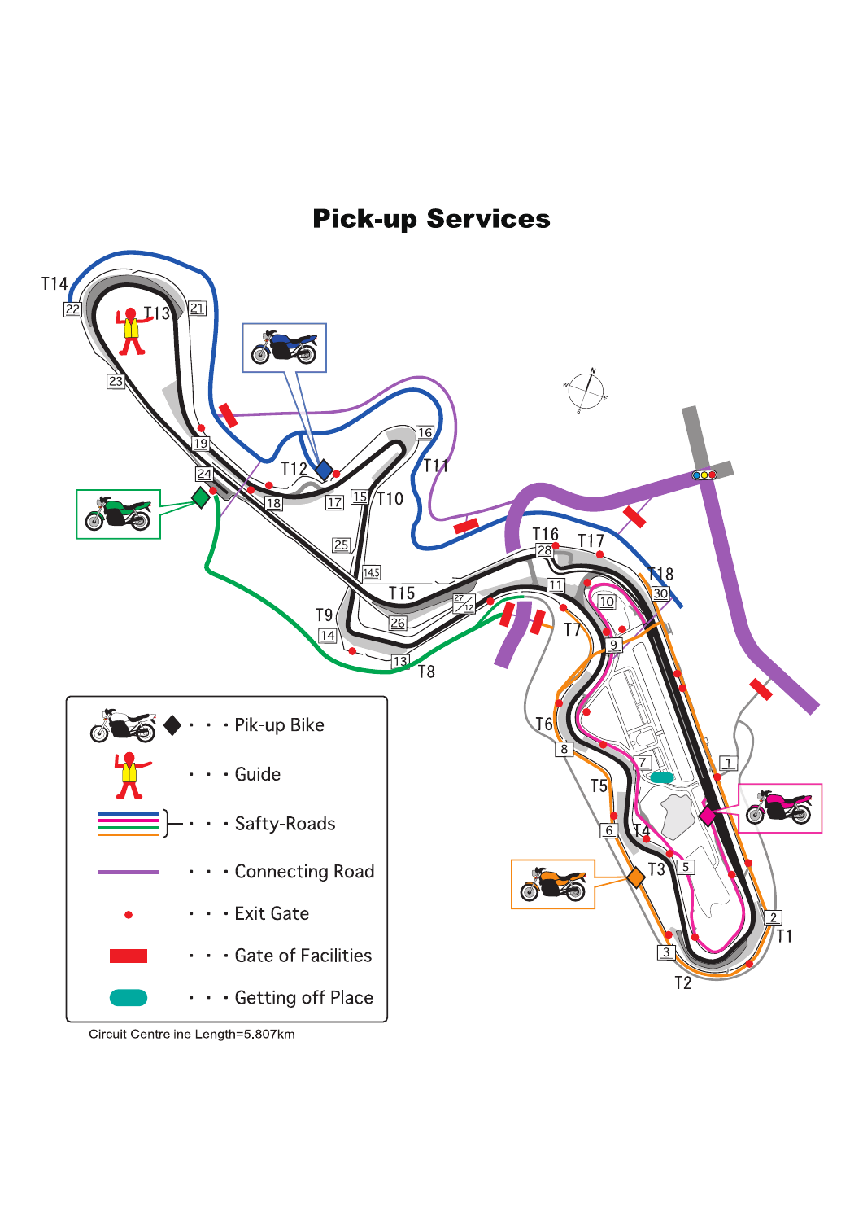# Pick-up Services

T14
22
21
T13
23
16
T11
19
T12
24
18
17
15
T10
25
14.5
T16
28
T17
T15
11
T18
30
T9
27
12
26
10
14
T7
13
T8
9
T6
8
7
1
T5
6
T4
T3
5
2
T1
3
T2

- Pik-up Bike
- Guide
- Safty-Roads
- Connecting Road
- Exit Gate
- Gate of Facilities
- Getting off Place

Circuit Centreline Length=5.807km